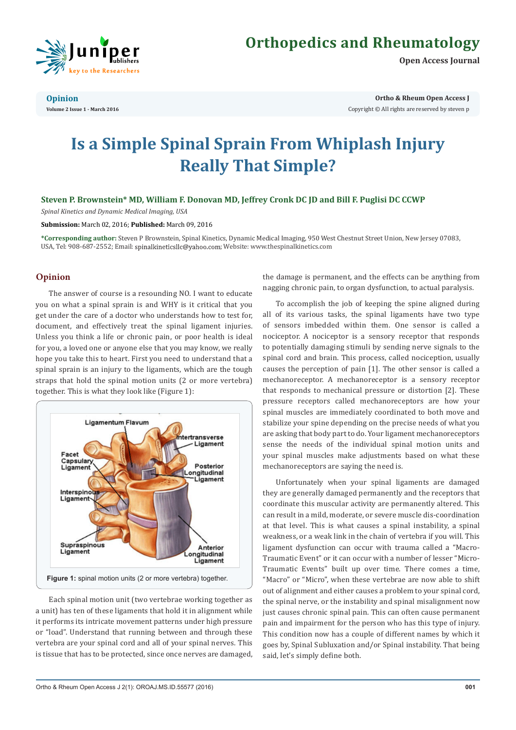# Is a Simple Spinal Sprain From Whiplash Injury Really That Simple?

**Steven P. Brownstein* MD, William F. Donovan MD, Jeffrey Cronk DC JD and Bill F. Puglisi DC CCWP**

*Spinal Kinetics and Dynamic Medical Imaging, USA*

**Submission:** March 02, 2016; **Published:** March 09, 2016

***Corresponding author:** Steven P Brownstein, Spinal Kinetics, Dynamic Medical Imaging, 950 West Chestnut Street Union, New Jersey 07083, USA, Tel: 908-687-2552; Email: spinalkineticsllc@yahoo.com; Website: www.thespinalkinetics.com

## Opinion

The answer of course is a resounding NO. I want to educate you on what a spinal sprain is and WHY is it critical that you get under the care of a doctor who understands how to test for, document, and effectively treat the spinal ligament injuries. Unless you think a life or chronic pain, or poor health is ideal for you, a loved one or anyone else that you may know, we really hope you take this to heart. First you need to understand that a spinal sprain is an injury to the ligaments, which are the tough straps that hold the spinal motion units (2 or more vertebra) together. This is what they look like (Figure 1):

**Figure 1:** spinal motion units (2 or more vertebra) together.

Each spinal motion unit (two vertebrae working together as a unit) has ten of these ligaments that hold it in alignment while it performs its intricate movement patterns under high pressure or "load". Understand that running between and through these vertebra are your spinal cord and all of your spinal nerves. This is tissue that has to be protected, since once nerves are damaged, the damage is permanent, and the effects can be anything from nagging chronic pain, to organ dysfunction, to actual paralysis.

To accomplish the job of keeping the spine aligned during all of its various tasks, the spinal ligaments have two type of sensors imbedded within them. One sensor is called a nociceptor. A nociceptor is a sensory receptor that responds to potentially damaging stimuli by sending nerve signals to the spinal cord and brain. This process, called nociception, usually causes the perception of pain [1]. The other sensor is called a mechanoreceptor. A mechanoreceptor is a sensory receptor that responds to mechanical pressure or distortion [2]. These pressure receptors called mechanoreceptors are how your spinal muscles are immediately coordinated to both move and stabilize your spine depending on the precise needs of what you are asking that body part to do. Your ligament mechanoreceptors sense the needs of the individual spinal motion units and your spinal muscles make adjustments based on what these mechanoreceptors are saying the need is.

Unfortunately when your spinal ligaments are damaged they are generally damaged permanently and the receptors that coordinate this muscular activity are permanently altered. This can result in a mild, moderate, or severe muscle dis-coordination at that level. This is what causes a spinal instability, a spinal weakness, or a weak link in the chain of vertebra if you will. This ligament dysfunction can occur with trauma called a "Macro-Traumatic Event" or it can occur with a number of lesser "Micro-Traumatic Events" built up over time. There comes a time, "Macro" or "Micro", when these vertebrae are now able to shift out of alignment and either causes a problem to your spinal cord, the spinal nerve, or the instability and spinal misalignment now just causes chronic spinal pain. This can often cause permanent pain and impairment for the person who has this type of injury. This condition now has a couple of different names by which it goes by, Spinal Subluxation and/or Spinal instability. That being said, let's simply define both.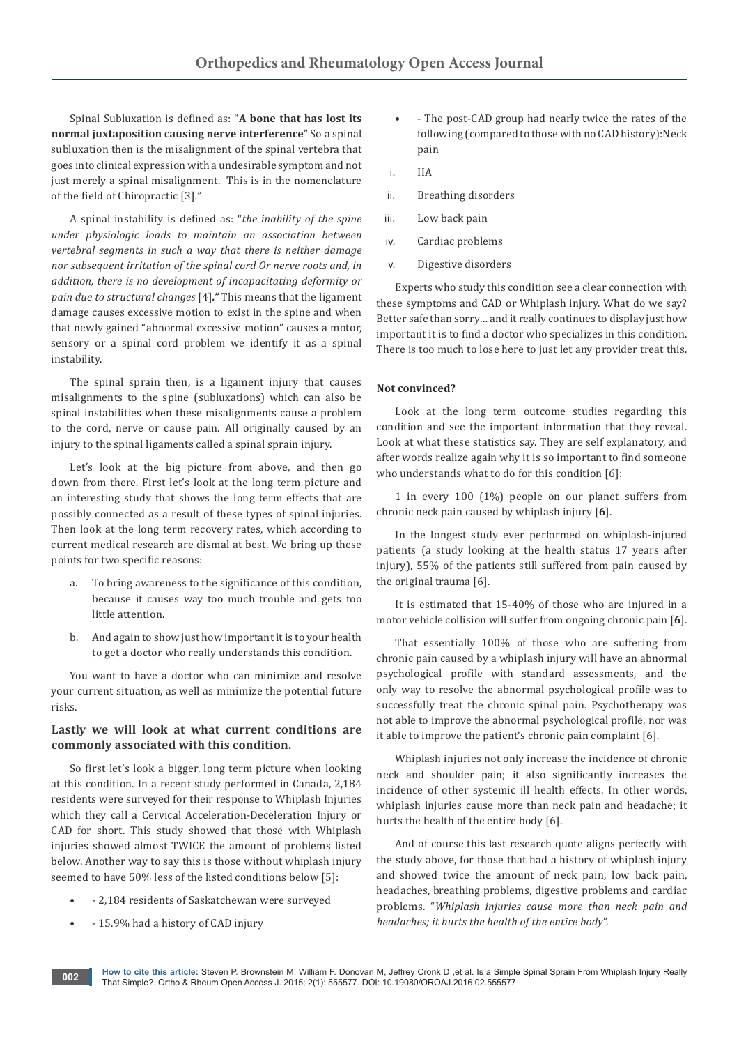Spinal Subluxation is defined as: "**A bone that has lost its normal juxtaposition causing nerve interference**" So a spinal subluxation then is the misalignment of the spinal vertebra that goes into clinical expression with a undesirable symptom and not just merely a spinal misalignment. This is in the nomenclature of the field of Chiropractic [3]."

A spinal instability is defined as: "*the inability of the spine under physiologic loads to maintain an association between vertebral segments in such a way that there is neither damage nor subsequent irritation of the spinal cord Or nerve roots and, in addition, there is no development of incapacitating deformity or pain due to structural changes* [4]**.**" This means that the ligament damage causes excessive motion to exist in the spine and when that newly gained "abnormal excessive motion" causes a motor, sensory or a spinal cord problem we identify it as a spinal instability.

The spinal sprain then, is a ligament injury that causes misalignments to the spine (subluxations) which can also be spinal instabilities when these misalignments cause a problem to the cord, nerve or cause pain. All originally caused by an injury to the spinal ligaments called a spinal sprain injury.

Let's look at the big picture from above, and then go down from there. First let's look at the long term picture and an interesting study that shows the long term effects that are possibly connected as a result of these types of spinal injuries. Then look at the long term recovery rates, which according to current medical research are dismal at best. We bring up these points for two specific reasons:

a. To bring awareness to the significance of this condition, because it causes way too much trouble and gets too little attention.

b. And again to show just how important it is to your health to get a doctor who really understands this condition.

You want to have a doctor who can minimize and resolve your current situation, as well as minimize the potential future risks.

### Lastly we will look at what current conditions are commonly associated with this condition.

So first let's look a bigger, long term picture when looking at this condition. In a recent study performed in Canada, 2,184 residents were surveyed for their response to Whiplash Injuries which they call a Cervical Acceleration-Deceleration Injury or CAD for short. This study showed that those with Whiplash injuries showed almost TWICE the amount of problems listed below. Another way to say this is those without whiplash injury seemed to have 50% less of the listed conditions below [5]:

- - 2,184 residents of Saskatchewan were surveyed
- - 15.9% had a history of CAD injury
- - The post-CAD group had nearly twice the rates of the following (compared to those with no CAD history):Neck pain

i. HA

ii. Breathing disorders

iii. Low back pain

iv. Cardiac problems

v. Digestive disorders

Experts who study this condition see a clear connection with these symptoms and CAD or Whiplash injury. What do we say? Better safe than sorry… and it really continues to display just how important it is to find a doctor who specializes in this condition. There is too much to lose here to just let any provider treat this.

**Not convinced?**

Look at the long term outcome studies regarding this condition and see the important information that they reveal. Look at what these statistics say. They are self explanatory, and after words realize again why it is so important to find someone who understands what to do for this condition [6]:

1 in every 100 (1%) people on our planet suffers from chronic neck pain caused by whiplash injury [**6**].

In the longest study ever performed on whiplash-injured patients (a study looking at the health status 17 years after injury), 55% of the patients still suffered from pain caused by the original trauma [6].

It is estimated that 15-40% of those who are injured in a motor vehicle collision will suffer from ongoing chronic pain [**6**].

That essentially 100% of those who are suffering from chronic pain caused by a whiplash injury will have an abnormal psychological profile with standard assessments, and the only way to resolve the abnormal psychological profile was to successfully treat the chronic spinal pain. Psychotherapy was not able to improve the abnormal psychological profile, nor was it able to improve the patient's chronic pain complaint [6].

Whiplash injuries not only increase the incidence of chronic neck and shoulder pain; it also significantly increases the incidence of other systemic ill health effects. In other words, whiplash injuries cause more than neck pain and headache; it hurts the health of the entire body [6].

And of course this last research quote aligns perfectly with the study above, for those that had a history of whiplash injury and showed twice the amount of neck pain, low back pain, headaches, breathing problems, digestive problems and cardiac problems. "*Whiplash injuries cause more than neck pain and headaches; it hurts the health of the entire body*".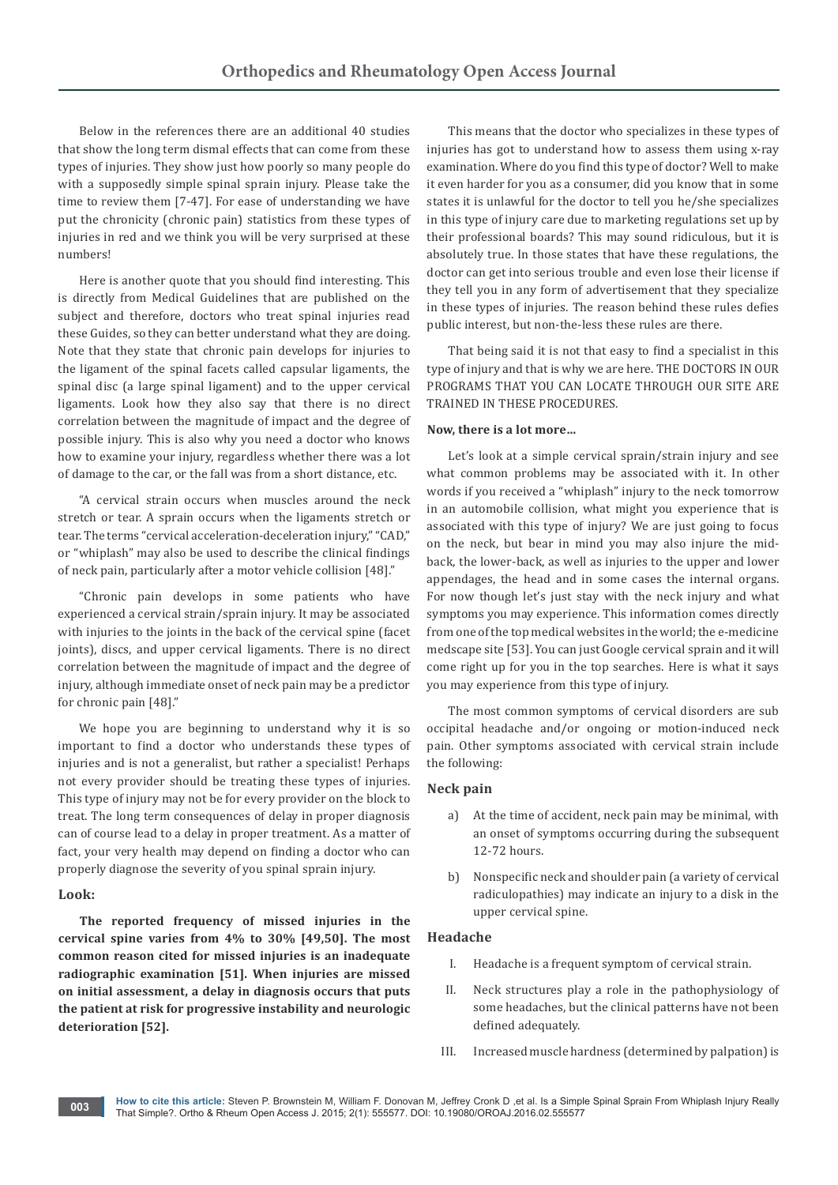Below in the references there are an additional 40 studies that show the long term dismal effects that can come from these types of injuries. They show just how poorly so many people do with a supposedly simple spinal sprain injury. Please take the time to review them [7-47]. For ease of understanding we have put the chronicity (chronic pain) statistics from these types of injuries in red and we think you will be very surprised at these numbers!

Here is another quote that you should find interesting. This is directly from Medical Guidelines that are published on the subject and therefore, doctors who treat spinal injuries read these Guides, so they can better understand what they are doing. Note that they state that chronic pain develops for injuries to the ligament of the spinal facets called capsular ligaments, the spinal disc (a large spinal ligament) and to the upper cervical ligaments. Look how they also say that there is no direct correlation between the magnitude of impact and the degree of possible injury. This is also why you need a doctor who knows how to examine your injury, regardless whether there was a lot of damage to the car, or the fall was from a short distance, etc.

"A cervical strain occurs when muscles around the neck stretch or tear. A sprain occurs when the ligaments stretch or tear. The terms "cervical acceleration-deceleration injury," "CAD," or "whiplash" may also be used to describe the clinical findings of neck pain, particularly after a motor vehicle collision [48]."

"Chronic pain develops in some patients who have experienced a cervical strain/sprain injury. It may be associated with injuries to the joints in the back of the cervical spine (facet joints), discs, and upper cervical ligaments. There is no direct correlation between the magnitude of impact and the degree of injury, although immediate onset of neck pain may be a predictor for chronic pain [48]."

We hope you are beginning to understand why it is so important to find a doctor who understands these types of injuries and is not a generalist, but rather a specialist! Perhaps not every provider should be treating these types of injuries. This type of injury may not be for every provider on the block to treat. The long term consequences of delay in proper diagnosis can of course lead to a delay in proper treatment. As a matter of fact, your very health may depend on finding a doctor who can properly diagnose the severity of you spinal sprain injury.

### Look:

**The reported frequency of missed injuries in the cervical spine varies from 4% to 30% [49,50]. The most common reason cited for missed injuries is an inadequate radiographic examination [51]. When injuries are missed on initial assessment, a delay in diagnosis occurs that puts the patient at risk for progressive instability and neurologic deterioration [52].**

This means that the doctor who specializes in these types of injuries has got to understand how to assess them using x-ray examination. Where do you find this type of doctor? Well to make it even harder for you as a consumer, did you know that in some states it is unlawful for the doctor to tell you he/she specializes in this type of injury care due to marketing regulations set up by their professional boards? This may sound ridiculous, but it is absolutely true. In those states that have these regulations, the doctor can get into serious trouble and even lose their license if they tell you in any form of advertisement that they specialize in these types of injuries. The reason behind these rules defies public interest, but non-the-less these rules are there.

That being said it is not that easy to find a specialist in this type of injury and that is why we are here. THE DOCTORS IN OUR PROGRAMS THAT YOU CAN LOCATE THROUGH OUR SITE ARE TRAINED IN THESE PROCEDURES.

**Now, there is a lot more…**

Let's look at a simple cervical sprain/strain injury and see what common problems may be associated with it. In other words if you received a "whiplash" injury to the neck tomorrow in an automobile collision, what might you experience that is associated with this type of injury? We are just going to focus on the neck, but bear in mind you may also injure the mid-back, the lower-back, as well as injuries to the upper and lower appendages, the head and in some cases the internal organs. For now though let's just stay with the neck injury and what symptoms you may experience. This information comes directly from one of the top medical websites in the world; the e-medicine medscape site [53]. You can just Google cervical sprain and it will come right up for you in the top searches. Here is what it says you may experience from this type of injury.

The most common symptoms of cervical disorders are sub occipital headache and/or ongoing or motion-induced neck pain. Other symptoms associated with cervical strain include the following:

### Neck pain

a) At the time of accident, neck pain may be minimal, with an onset of symptoms occurring during the subsequent 12-72 hours.

b) Nonspecific neck and shoulder pain (a variety of cervical radiculopathies) may indicate an injury to a disk in the upper cervical spine.

### Headache

I. Headache is a frequent symptom of cervical strain.

II. Neck structures play a role in the pathophysiology of some headaches, but the clinical patterns have not been defined adequately.

III. Increased muscle hardness (determined by palpation) is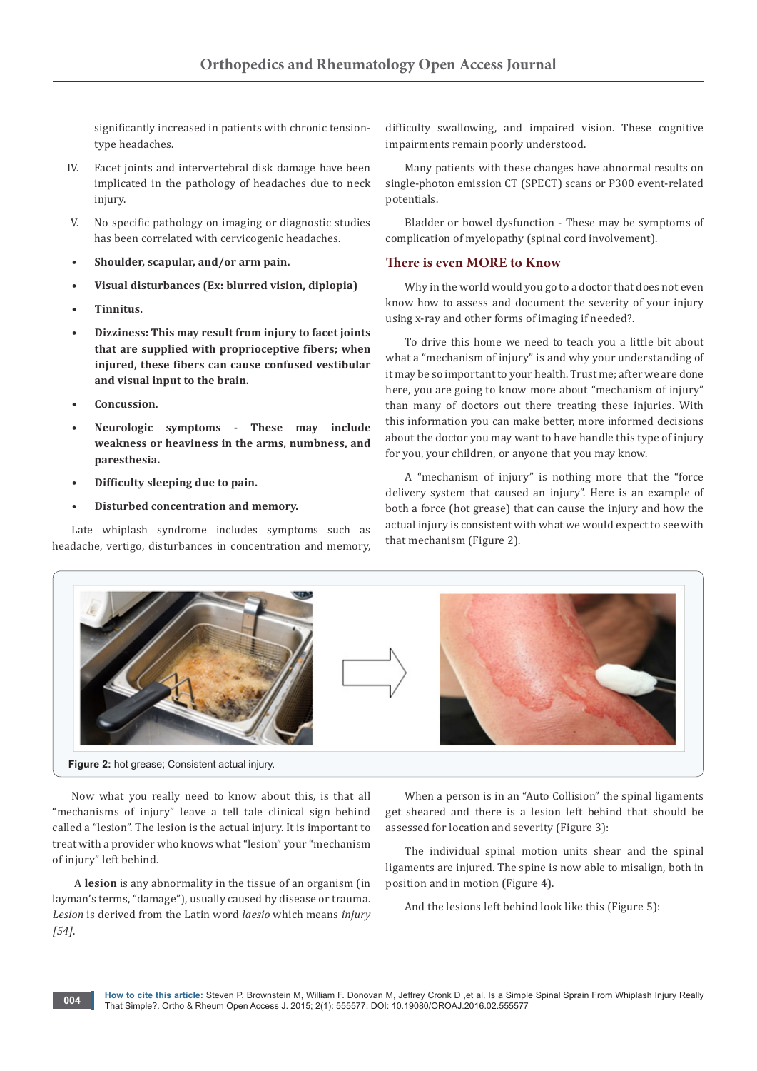significantly increased in patients with chronic tension-type headaches.

IV. Facet joints and intervertebral disk damage have been implicated in the pathology of headaches due to neck injury.

V. No specific pathology on imaging or diagnostic studies has been correlated with cervicogenic headaches.

- **Shoulder, scapular, and/or arm pain.**
- **Visual disturbances (Ex: blurred vision, diplopia)**
- **Tinnitus.**
- **Dizziness: This may result from injury to facet joints that are supplied with proprioceptive fibers; when injured, these fibers can cause confused vestibular and visual input to the brain.**
- **Concussion.**
- **Neurologic symptoms - These may include weakness or heaviness in the arms, numbness, and paresthesia.**
- **Difficulty sleeping due to pain.**
- **Disturbed concentration and memory.**

Late whiplash syndrome includes symptoms such as headache, vertigo, disturbances in concentration and memory, difficulty swallowing, and impaired vision. These cognitive impairments remain poorly understood.

Many patients with these changes have abnormal results on single-photon emission CT (SPECT) scans or P300 event-related potentials.

Bladder or bowel dysfunction - These may be symptoms of complication of myelopathy (spinal cord involvement).

## There is even MORE to Know

Why in the world would you go to a doctor that does not even know how to assess and document the severity of your injury using x-ray and other forms of imaging if needed?.

To drive this home we need to teach you a little bit about what a "mechanism of injury" is and why your understanding of it may be so important to your health. Trust me; after we are done here, you are going to know more about "mechanism of injury" than many of doctors out there treating these injuries. With this information you can make better, more informed decisions about the doctor you may want to have handle this type of injury for you, your children, or anyone that you may know.

A "mechanism of injury" is nothing more that the "force delivery system that caused an injury". Here is an example of both a force (hot grease) that can cause the injury and how the actual injury is consistent with what we would expect to see with that mechanism (Figure 2).

**Figure 2:** hot grease; Consistent actual injury.

Now what you really need to know about this, is that all "mechanisms of injury" leave a tell tale clinical sign behind called a "lesion". The lesion is the actual injury. It is important to treat with a provider who knows what "lesion" your "mechanism of injury" left behind.

A **lesion** is any abnormality in the tissue of an organism (in layman's terms, "damage"), usually caused by disease or trauma. *Lesion* is derived from the Latin word *laesio* which means *injury [54]*.

When a person is in an "Auto Collision" the spinal ligaments get sheared and there is a lesion left behind that should be assessed for location and severity (Figure 3):

The individual spinal motion units shear and the spinal ligaments are injured. The spine is now able to misalign, both in position and in motion (Figure 4).

And the lesions left behind look like this (Figure 5):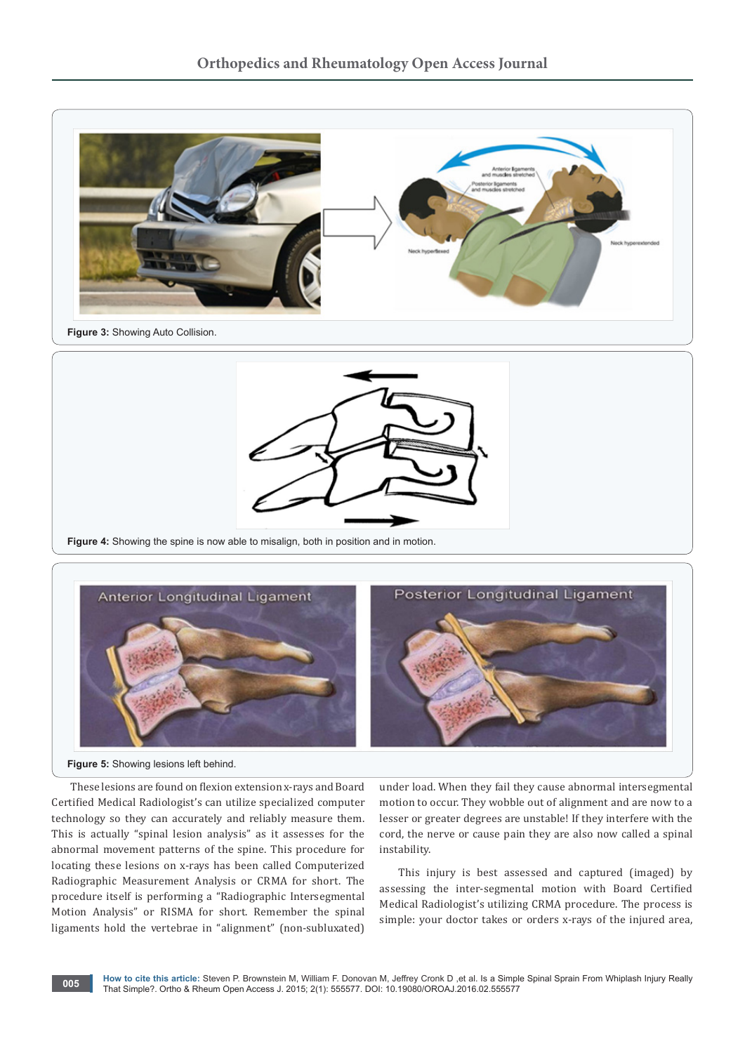Figure 3: Showing Auto Collision.

Figure 4: Showing the spine is now able to misalign, both in position and in motion.

Figure 5: Showing lesions left behind.

These lesions are found on flexion extension x-rays and Board Certified Medical Radiologist's can utilize specialized computer technology so they can accurately and reliably measure them. This is actually "spinal lesion analysis" as it assesses for the abnormal movement patterns of the spine. This procedure for locating these lesions on x-rays has been called Computerized Radiographic Measurement Analysis or CRMA for short. The procedure itself is performing a "Radiographic Intersegmental Motion Analysis" or RISMA for short. Remember the spinal ligaments hold the vertebrae in "alignment" (non-subluxated) under load. When they fail they cause abnormal intersegmental motion to occur. They wobble out of alignment and are now to a lesser or greater degrees are unstable! If they interfere with the cord, the nerve or cause pain they are also now called a spinal instability.

This injury is best assessed and captured (imaged) by assessing the inter-segmental motion with Board Certified Medical Radiologist's utilizing CRMA procedure. The process is simple: your doctor takes or orders x-rays of the injured area,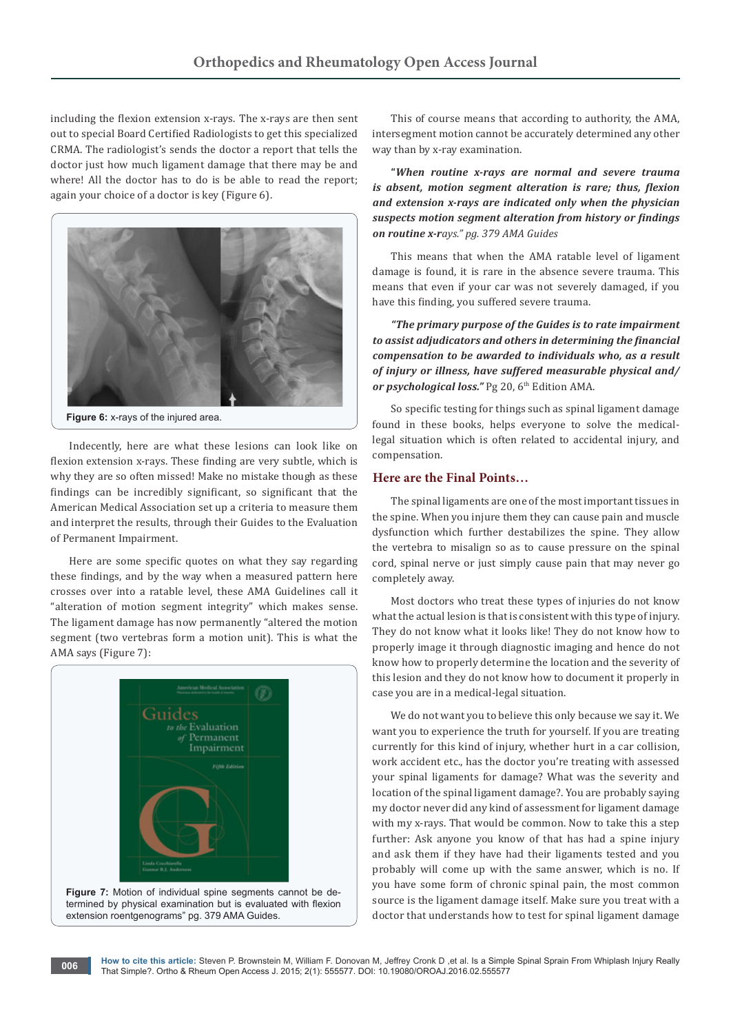including the flexion extension x-rays. The x-rays are then sent out to special Board Certified Radiologists to get this specialized CRMA. The radiologist's sends the doctor a report that tells the doctor just how much ligament damage that there may be and where! All the doctor has to do is be able to read the report; again your choice of a doctor is key (Figure 6).

**Figure 6:** x-rays of the injured area.

Indecently, here are what these lesions can look like on flexion extension x-rays. These finding are very subtle, which is why they are so often missed! Make no mistake though as these findings can be incredibly significant, so significant that the American Medical Association set up a criteria to measure them and interpret the results, through their Guides to the Evaluation of Permanent Impairment.

Here are some specific quotes on what they say regarding these findings, and by the way when a measured pattern here crosses over into a ratable level, these AMA Guidelines call it "alteration of motion segment integrity" which makes sense. The ligament damage has now permanently "altered the motion segment (two vertebras form a motion unit). This is what the AMA says (Figure 7):

**Figure 7:** Motion of individual spine segments cannot be determined by physical examination but is evaluated with flexion extension roentgenograms" pg. 379 AMA Guides.

This of course means that according to authority, the AMA, intersegment motion cannot be accurately determined any other way than by x-ray examination.

***"When routine x-rays are normal and severe trauma is absent, motion segment alteration is rare; thus, flexion and extension x-rays are indicated only when the physician suspects motion segment alteration from history or findings on routine x-r****ays." pg. 379 AMA Guides*

This means that when the AMA ratable level of ligament damage is found, it is rare in the absence severe trauma. This means that even if your car was not severely damaged, if you have this finding, you suffered severe trauma.

***"The primary purpose of the Guides is to rate impairment to assist adjudicators and others in determining the financial compensation to be awarded to individuals who, as a result of injury or illness, have suffered measurable physical and/ or psychological loss."*** Pg 20, 6th Edition AMA.

So specific testing for things such as spinal ligament damage found in these books, helps everyone to solve the medical-legal situation which is often related to accidental injury, and compensation.

## Here are the Final Points…

The spinal ligaments are one of the most important tissues in the spine. When you injure them they can cause pain and muscle dysfunction which further destabilizes the spine. They allow the vertebra to misalign so as to cause pressure on the spinal cord, spinal nerve or just simply cause pain that may never go completely away.

Most doctors who treat these types of injuries do not know what the actual lesion is that is consistent with this type of injury. They do not know what it looks like! They do not know how to properly image it through diagnostic imaging and hence do not know how to properly determine the location and the severity of this lesion and they do not know how to document it properly in case you are in a medical-legal situation.

We do not want you to believe this only because we say it. We want you to experience the truth for yourself. If you are treating currently for this kind of injury, whether hurt in a car collision, work accident etc., has the doctor you're treating with assessed your spinal ligaments for damage? What was the severity and location of the spinal ligament damage?. You are probably saying my doctor never did any kind of assessment for ligament damage with my x-rays. That would be common. Now to take this a step further: Ask anyone you know of that has had a spine injury and ask them if they have had their ligaments tested and you probably will come up with the same answer, which is no. If you have some form of chronic spinal pain, the most common source is the ligament damage itself. Make sure you treat with a doctor that understands how to test for spinal ligament damage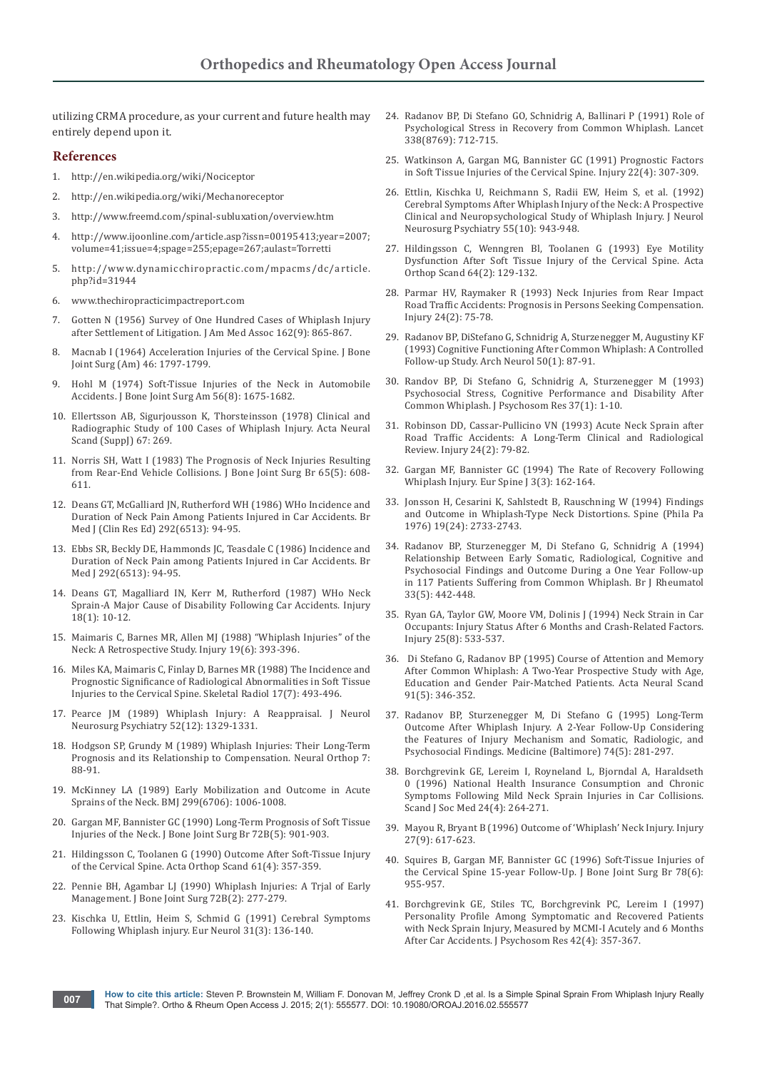utilizing CRMA procedure, as your current and future health may entirely depend upon it.

## References

1. http://en.wikipedia.org/wiki/Nociceptor
2. http://en.wikipedia.org/wiki/Mechanoreceptor
3. http://www.freemd.com/spinal-subluxation/overview.htm
4. http://www.ijoonline.com/article.asp?issn=00195413;year=2007;volume=41;issue=4;spage=255;epage=267;aulast=Torretti
5. http://www.dynamicchiropractic.com/mpacms/dc/article.php?id=31944
6. www.thechiropracticimpactreport.com
7. Gotten N (1956) Survey of One Hundred Cases of Whiplash Injury after Settlement of Litigation. J Am Med Assoc 162(9): 865-867.
8. Macnab I (1964) Acceleration Injuries of the Cervical Spine. J Bone Joint Surg (Am) 46: 1797-1799.
9. Hohl M (1974) Soft-Tissue Injuries of the Neck in Automobile Accidents. J Bone Joint Surg Am 56(8): 1675-1682.
10. Ellertsson AB, Sigurjousson K, Thorsteinsson (1978) Clinical and Radiographic Study of 100 Cases of Whiplash Injury. Acta Neural Scand (SuppJ) 67: 269.
11. Norris SH, Watt I (1983) The Prognosis of Neck Injuries Resulting from Rear-End Vehicle Collisions. J Bone Joint Surg Br 65(5): 608-611.
12. Deans GT, McGalliard JN, Rutherford WH (1986) WHo Incidence and Duration of Neck Pain Among Patients Injured in Car Accidents. Br Med J (Clin Res Ed) 292(6513): 94-95.
13. Ebbs SR, Beckly DE, Hammonds JC, Teasdale C (1986) Incidence and Duration of Neck Pain among Patients Injured in Car Accidents. Br Med J 292(6513): 94-95.
14. Deans GT, Magalliard IN, Kerr M, Rutherford (1987) WHo Neck Sprain-A Major Cause of Disability Following Car Accidents. Injury 18(1): 10-12.
15. Maimaris C, Barnes MR, Allen MJ (1988) "Whiplash Injuries" of the Neck: A Retrospective Study. Injury 19(6): 393-396.
16. Miles KA, Maimaris C, Finlay D, Barnes MR (1988) The Incidence and Prognostic Significance of Radiological Abnormalities in Soft Tissue Injuries to the Cervical Spine. Skeletal Radiol 17(7): 493-496.
17. Pearce JM (1989) Whiplash Injury: A Reappraisal. J Neurol Neurosurg Psychiatry 52(12): 1329-1331.
18. Hodgson SP, Grundy M (1989) Whiplash Injuries: Their Long-Term Prognosis and its Relationship to Compensation. Neural Orthop 7: 88-91.
19. McKinney LA (1989) Early Mobilization and Outcome in Acute Sprains of the Neck. BMJ 299(6706): 1006-1008.
20. Gargan MF, Bannister GC (1990) Long-Term Prognosis of Soft Tissue Injuries of the Neck. J Bone Joint Surg Br 72B(5): 901-903.
21. Hildingsson C, Toolanen G (1990) Outcome After Soft-Tissue Injury of the Cervical Spine. Acta Orthop Scand 61(4): 357-359.
22. Pennie BH, Agambar LJ (1990) Whiplash Injuries: A Trjal of Early Management. J Bone Joint Surg 72B(2): 277-279.
23. Kischka U, Ettlin, Heim S, Schmid G (1991) Cerebral Symptoms Following Whiplash injury. Eur Neurol 31(3): 136-140.
24. Radanov BP, Di Stefano GO, Schnidrig A, Ballinari P (1991) Role of Psychological Stress in Recovery from Common Whiplash. Lancet 338(8769): 712-715.
25. Watkinson A, Gargan MG, Bannister GC (1991) Prognostic Factors in Soft Tissue Injuries of the Cervical Spine. Injury 22(4): 307-309.
26. Ettlin, Kischka U, Reichmann S, Radii EW, Heim S, et al. (1992) Cerebral Symptoms After Whiplash Injury of the Neck: A Prospective Clinical and Neuropsychological Study of Whiplash Injury. J Neurol Neurosurg Psychiatry 55(10): 943-948.
27. Hildingsson C, Wenngren Bl, Toolanen G (1993) Eye Motility Dysfunction After Soft Tissue Injury of the Cervical Spine. Acta Orthop Scand 64(2): 129-132.
28. Parmar HV, Raymaker R (1993) Neck Injuries from Rear Impact Road Traffic Accidents: Prognosis in Persons Seeking Compensation. Injury 24(2): 75-78.
29. Radanov BP, DiStefano G, Schnidrig A, Sturzenegger M, Augustiny KF (1993) Cognitive Functioning After Common Whiplash: A Controlled Follow-up Study. Arch Neurol 50(1): 87-91.
30. Randov BP, Di Stefano G, Schnidrig A, Sturzenegger M (1993) Psychosocial Stress, Cognitive Performance and Disability After Common Whiplash. J Psychosom Res 37(1): 1-10.
31. Robinson DD, Cassar-Pullicino VN (1993) Acute Neck Sprain after Road Traffic Accidents: A Long-Term Clinical and Radiological Review. Injury 24(2): 79-82.
32. Gargan MF, Bannister GC (1994) The Rate of Recovery Following Whiplash Injury. Eur Spine J 3(3): 162-164.
33. Jonsson H, Cesarini K, Sahlstedt B, Rauschning W (1994) Findings and Outcome in Whiplash-Type Neck Distortions. Spine (Phila Pa 1976) 19(24): 2733-2743.
34. Radanov BP, Sturzenegger M, Di Stefano G, Schnidrig A (1994) Relationship Between Early Somatic, Radiological, Cognitive and Psychosocial Findings and Outcome During a One Year Follow-up in 117 Patients Suffering from Common Whiplash. Br J Rheumatol 33(5): 442-448.
35. Ryan GA, Taylor GW, Moore VM, Dolinis J (1994) Neck Strain in Car Occupants: Injury Status After 6 Months and Crash-Related Factors. Injury 25(8): 533-537.
36. Di Stefano G, Radanov BP (1995) Course of Attention and Memory After Common Whiplash: A Two-Year Prospective Study with Age, Education and Gender Pair-Matched Patients. Acta Neural Scand 91(5): 346-352.
37. Radanov BP, Sturzenegger M, Di Stefano G (1995) Long-Term Outcome After Whiplash Injury. A 2-Year Follow-Up Considering the Features of Injury Mechanism and Somatic, Radiologic, and Psychosocial Findings. Medicine (Baltimore) 74(5): 281-297.
38. Borchgrevink GE, Lereim I, Royneland L, Bjorndal A, Haraldseth 0 (1996) National Health Insurance Consumption and Chronic Symptoms Following Mild Neck Sprain Injuries in Car Collisions. Scand J Soc Med 24(4): 264-271.
39. Mayou R, Bryant B (1996) Outcome of 'Whiplash' Neck Injury. Injury 27(9): 617-623.
40. Squires B, Gargan MF, Bannister GC (1996) Soft-Tissue Injuries of the Cervical Spine 15-year Follow-Up. J Bone Joint Surg Br 78(6): 955-957.
41. Borchgrevink GE, Stiles TC, Borchgrevink PC, Lereim I (1997) Personality Profile Among Symptomatic and Recovered Patients with Neck Sprain Injury, Measured by MCMI-I Acutely and 6 Months After Car Accidents. J Psychosom Res 42(4): 357-367.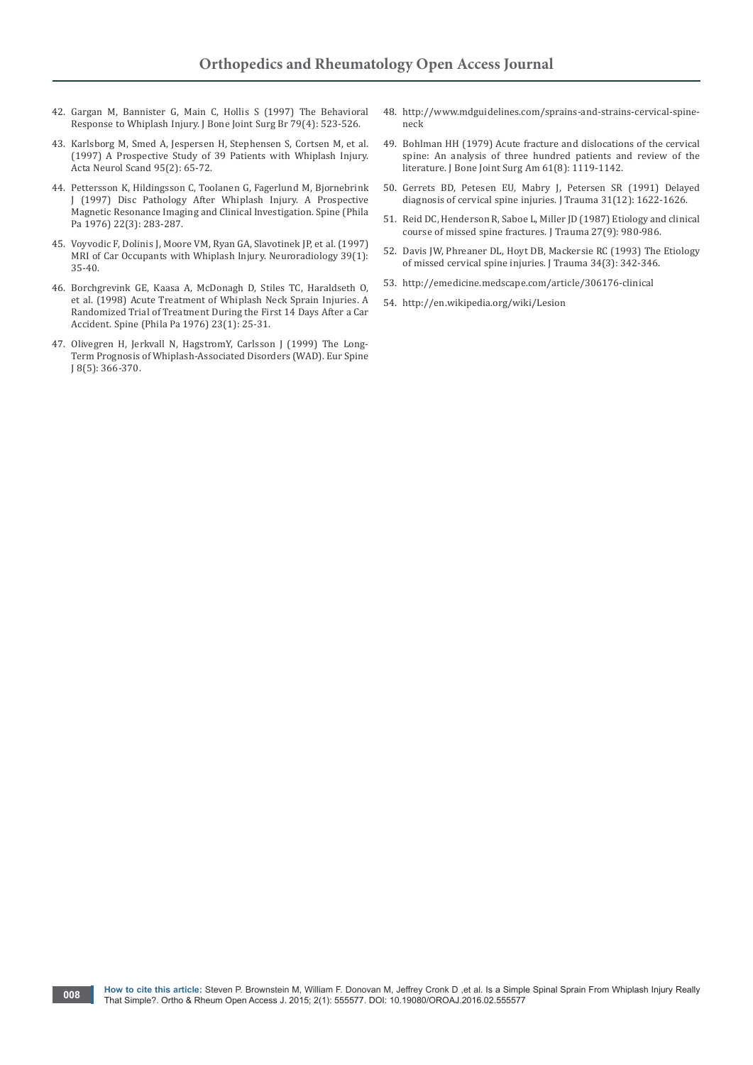42. Gargan M, Bannister G, Main C, Hollis S (1997) The Behavioral Response to Whiplash Injury. J Bone Joint Surg Br 79(4): 523-526.
43. Karlsborg M, Smed A, Jespersen H, Stephensen S, Cortsen M, et al. (1997) A Prospective Study of 39 Patients with Whiplash Injury. Acta Neurol Scand 95(2): 65-72.
44. Pettersson K, Hildingsson C, Toolanen G, Fagerlund M, Bjornebrink J (1997) Disc Pathology After Whiplash Injury. A Prospective Magnetic Resonance Imaging and Clinical Investigation. Spine (Phila Pa 1976) 22(3): 283-287.
45. Voyvodic F, Dolinis J, Moore VM, Ryan GA, Slavotinek JP, et al. (1997) MRI of Car Occupants with Whiplash Injury. Neuroradiology 39(1): 35-40.
46. Borchgrevink GE, Kaasa A, McDonagh D, Stiles TC, Haraldseth O, et al. (1998) Acute Treatment of Whiplash Neck Sprain Injuries. A Randomized Trial of Treatment During the First 14 Days After a Car Accident. Spine (Phila Pa 1976) 23(1): 25-31.
47. Olivegren H, Jerkvall N, HagstromY, Carlsson J (1999) The Long-Term Prognosis of Whiplash-Associated Disorders (WAD). Eur Spine J 8(5): 366-370.
48. http://www.mdguidelines.com/sprains-and-strains-cervical-spine-neck
49. Bohlman HH (1979) Acute fracture and dislocations of the cervical spine: An analysis of three hundred patients and review of the literature. J Bone Joint Surg Am 61(8): 1119-1142.
50. Gerrets BD, Petesen EU, Mabry J, Petersen SR (1991) Delayed diagnosis of cervical spine injuries. J Trauma 31(12): 1622-1626.
51. Reid DC, Henderson R, Saboe L, Miller JD (1987) Etiology and clinical course of missed spine fractures. J Trauma 27(9): 980-986.
52. Davis JW, Phreaner DL, Hoyt DB, Mackersie RC (1993) The Etiology of missed cervical spine injuries. J Trauma 34(3): 342-346.
53. http://emedicine.medscape.com/article/306176-clinical
54. http://en.wikipedia.org/wiki/Lesion

**How to cite this article:** Steven P. Brownstein M, William F. Donovan M, Jeffrey Cronk D ,et al. Is a Simple Spinal Sprain From Whiplash Injury Really That Simple?. Ortho & Rheum Open Access J. 2015; 2(1): 555577. DOI: 10.19080/OROAJ.2016.02.555577